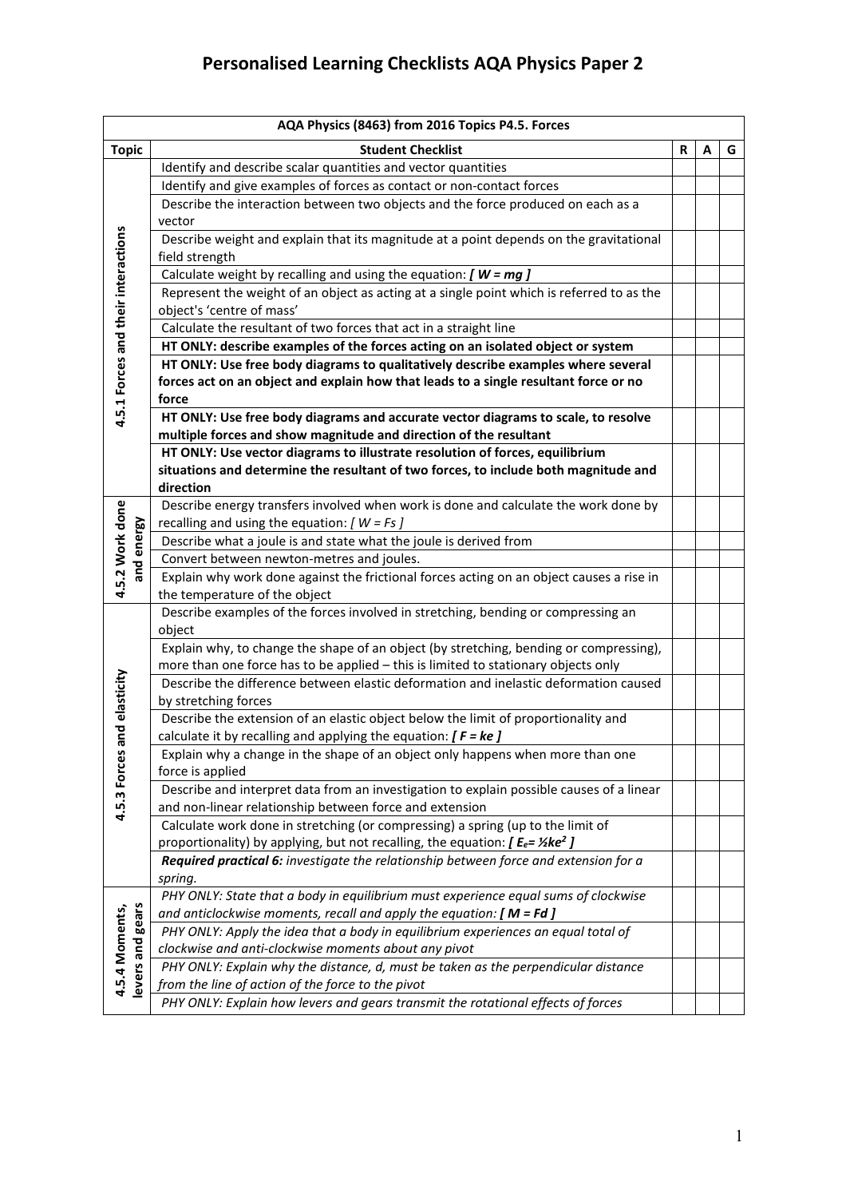# Personalised Learning Checklists AQA Physics Paper 2

| AQA Physics (8463) from 2016 Topics P4.5. Forces | | | | |
|---|---|---|---|---|
| **Topic** | **Student Checklist** | **R** | **A** | **G** |
| 4.5.1 Forces and their interactions | Identify and describe scalar quantities and vector quantities | | | |
| | Identify and give examples of forces as contact or non-contact forces | | | |
| | Describe the interaction between two objects and the force produced on each as a vector | | | |
| | Describe weight and explain that its magnitude at a point depends on the gravitational field strength | | | |
| | Calculate weight by recalling and using the equation: ***[ W = mg ]*** | | | |
| | Represent the weight of an object as acting at a single point which is referred to as the object's 'centre of mass' | | | |
| | Calculate the resultant of two forces that act in a straight line | | | |
| | **HT ONLY: describe examples of the forces acting on an isolated object or system** | | | |
| | **HT ONLY: Use free body diagrams to qualitatively describe examples where several forces act on an object and explain how that leads to a single resultant force or no force** | | | |
| | **HT ONLY: Use free body diagrams and accurate vector diagrams to scale, to resolve multiple forces and show magnitude and direction of the resultant** | | | |
| | **HT ONLY: Use vector diagrams to illustrate resolution of forces, equilibrium situations and determine the resultant of two forces, to include both magnitude and direction** | | | |
| 4.5.2 Work done and energy | Describe energy transfers involved when work is done and calculate the work done by recalling and using the equation: *[ W = Fs ]* | | | |
| | Describe what a joule is and state what the joule is derived from | | | |
| | Convert between newton-metres and joules. | | | |
| | Explain why work done against the frictional forces acting on an object causes a rise in the temperature of the object | | | |
| 4.5.3 Forces and elasticity | Describe examples of the forces involved in stretching, bending or compressing an object | | | |
| | Explain why, to change the shape of an object (by stretching, bending or compressing), more than one force has to be applied – this is limited to stationary objects only | | | |
| | Describe the difference between elastic deformation and inelastic deformation caused by stretching forces | | | |
| | Describe the extension of an elastic object below the limit of proportionality and calculate it by recalling and applying the equation: ***[ F = ke ]*** | | | |
| | Explain why a change in the shape of an object only happens when more than one force is applied | | | |
| | Describe and interpret data from an investigation to explain possible causes of a linear and non-linear relationship between force and extension | | | |
| | Calculate work done in stretching (or compressing) a spring (up to the limit of proportionality) by applying, but not recalling, the equation: ***[*** $E_e = ½ke^2$ ***]*** | | | |
| | ***Required practical 6:*** *investigate the relationship between force and extension for a spring.* | | | |
| 4.5.4 Moments, levers and gears | *PHY ONLY: State that a body in equilibrium must experience equal sums of clockwise and anticlockwise moments, recall and apply the equation:* ***[ M = Fd ]*** | | | |
| | *PHY ONLY: Apply the idea that a body in equilibrium experiences an equal total of clockwise and anti-clockwise moments about any pivot* | | | |
| | *PHY ONLY: Explain why the distance, d, must be taken as the perpendicular distance from the line of action of the force to the pivot* | | | |
| | *PHY ONLY: Explain how levers and gears transmit the rotational effects of forces* | | | |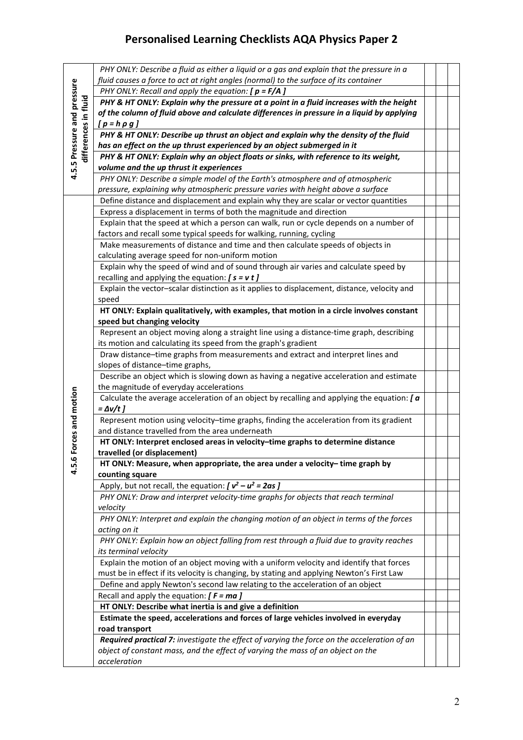# Personalised Learning Checklists AQA Physics Paper 2

| Topic | Learning outcome | | | |
|---|---|---|---|---|
| 4.5.5 Pressure and pressure differences in fluid | *PHY ONLY: Describe a fluid as either a liquid or a gas and explain that the pressure in a fluid causes a force to act at right angles (normal) to the surface of its container* | | | |
| | *PHY ONLY: Recall and apply the equation: **[ $p = F/A$ ]*** | | | |
| | ***PHY & HT ONLY: Explain why the pressure at a point in a fluid increases with the height of the column of fluid above and calculate differences in pressure in a liquid by applying [ $p = h \rho g$ ]*** | | | |
| | ***PHY & HT ONLY: Describe up thrust an object and explain why the density of the fluid has an effect on the up thrust experienced by an object submerged in it*** | | | |
| | ***PHY & HT ONLY: Explain why an object floats or sinks, with reference to its weight, volume and the up thrust it experiences*** | | | |
| | *PHY ONLY: Describe a simple model of the Earth's atmosphere and of atmospheric pressure, explaining why atmospheric pressure varies with height above a surface* | | | |
| 4.5.6 Forces and motion | Define distance and displacement and explain why they are scalar or vector quantities | | | |
| | Express a displacement in terms of both the magnitude and direction | | | |
| | Explain that the speed at which a person can walk, run or cycle depends on a number of factors and recall some typical speeds for walking, running, cycling | | | |
| | Make measurements of distance and time and then calculate speeds of objects in calculating average speed for non-uniform motion | | | |
| | Explain why the speed of wind and of sound through air varies and calculate speed by recalling and applying the equation: ***[ $s = v\,t$ ]*** | | | |
| | Explain the vector–scalar distinction as it applies to displacement, distance, velocity and speed | | | |
| | **HT ONLY: Explain qualitatively, with examples, that motion in a circle involves constant speed but changing velocity** | | | |
| | Represent an object moving along a straight line using a distance-time graph, describing its motion and calculating its speed from the graph's gradient | | | |
| | Draw distance–time graphs from measurements and extract and interpret lines and slopes of distance–time graphs, | | | |
| | Describe an object which is slowing down as having a negative acceleration and estimate the magnitude of everyday accelerations | | | |
| | Calculate the average acceleration of an object by recalling and applying the equation: ***[ $a = \Delta v/t$ ]*** | | | |
| | Represent motion using velocity–time graphs, finding the acceleration from its gradient and distance travelled from the area underneath | | | |
| | **HT ONLY: Interpret enclosed areas in velocity–time graphs to determine distance travelled (or displacement)** | | | |
| | **HT ONLY: Measure, when appropriate, the area under a velocity– time graph by counting square** | | | |
| | Apply, but not recall, the equation: ***[ $v^2 - u^2 = 2as$ ]*** | | | |
| | *PHY ONLY: Draw and interpret velocity-time graphs for objects that reach terminal velocity* | | | |
| | *PHY ONLY: Interpret and explain the changing motion of an object in terms of the forces acting on it* | | | |
| | *PHY ONLY: Explain how an object falling from rest through a fluid due to gravity reaches its terminal velocity* | | | |
| | Explain the motion of an object moving with a uniform velocity and identify that forces must be in effect if its velocity is changing, by stating and applying Newton's First Law | | | |
| | Define and apply Newton's second law relating to the acceleration of an object | | | |
| | Recall and apply the equation: ***[ $F = ma$ ]*** | | | |
| | **HT ONLY: Describe what inertia is and give a definition** | | | |
| | **Estimate the speed, accelerations and forces of large vehicles involved in everyday road transport** | | | |
| | ***Required practical 7:*** *investigate the effect of varying the force on the acceleration of an object of constant mass, and the effect of varying the mass of an object on the acceleration* | | | |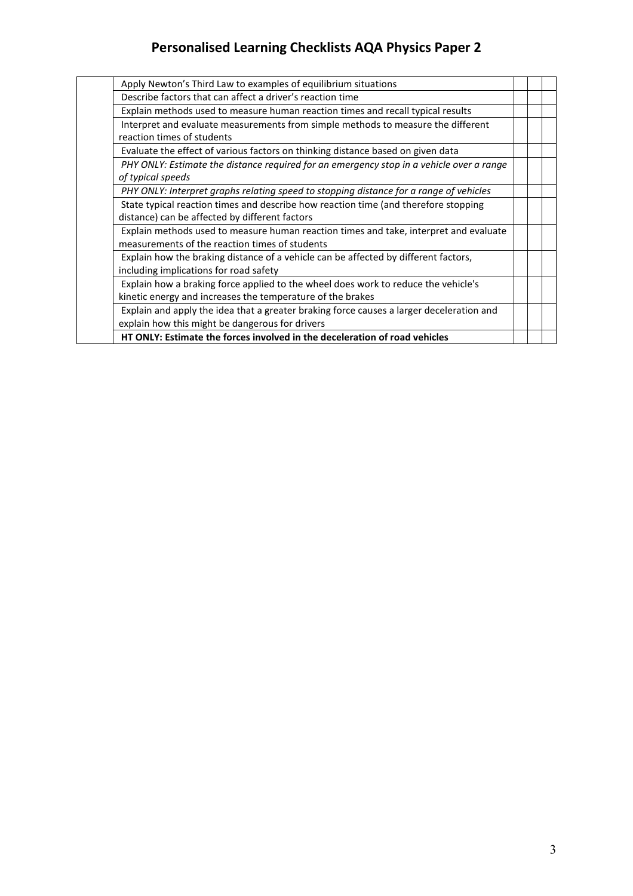# Personalised Learning Checklists AQA Physics Paper 2

| | | | | |
|---|---|---|---|---|
| | Apply Newton's Third Law to examples of equilibrium situations | | | |
| | Describe factors that can affect a driver's reaction time | | | |
| | Explain methods used to measure human reaction times and recall typical results | | | |
| | Interpret and evaluate measurements from simple methods to measure the different reaction times of students | | | |
| | Evaluate the effect of various factors on thinking distance based on given data | | | |
| | *PHY ONLY: Estimate the distance required for an emergency stop in a vehicle over a range of typical speeds* | | | |
| | *PHY ONLY: Interpret graphs relating speed to stopping distance for a range of vehicles* | | | |
| | State typical reaction times and describe how reaction time (and therefore stopping distance) can be affected by different factors | | | |
| | Explain methods used to measure human reaction times and take, interpret and evaluate measurements of the reaction times of students | | | |
| | Explain how the braking distance of a vehicle can be affected by different factors, including implications for road safety | | | |
| | Explain how a braking force applied to the wheel does work to reduce the vehicle's kinetic energy and increases the temperature of the brakes | | | |
| | Explain and apply the idea that a greater braking force causes a larger deceleration and explain how this might be dangerous for drivers | | | |
| | **HT ONLY: Estimate the forces involved in the deceleration of road vehicles** | | | |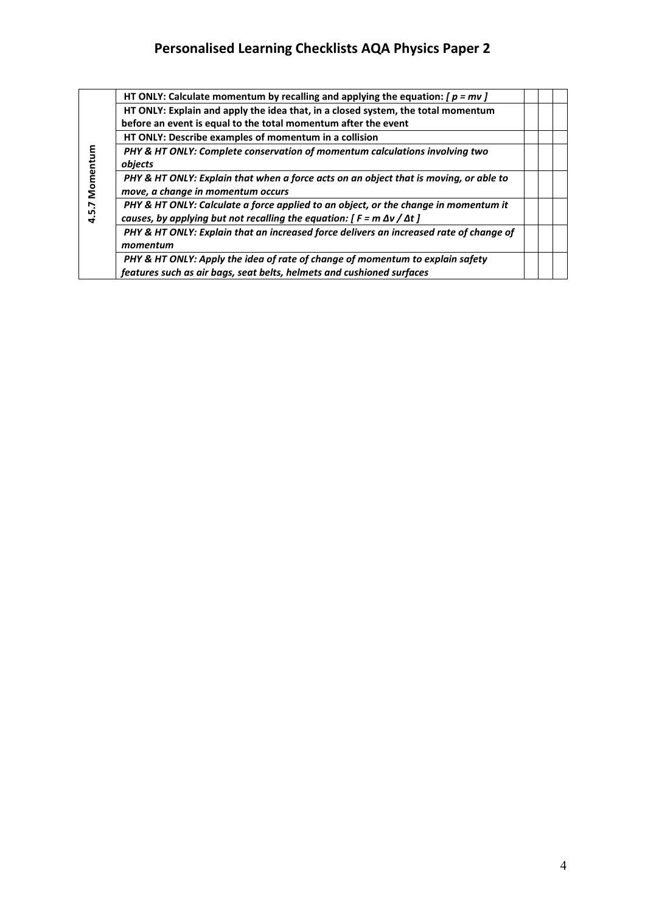# Personalised Learning Checklists AQA Physics Paper 2

| | | | | |
|---|---|---|---|---|
| 4.5.7 Momentum | **HT ONLY: Calculate momentum by recalling and applying the equation: *[ $p = mv$ ]*** | | | |
| | **HT ONLY: Explain and apply the idea that, in a closed system, the total momentum before an event is equal to the total momentum after the event** | | | |
| | **HT ONLY: Describe examples of momentum in a collision** | | | |
| | ***PHY & HT ONLY: Complete conservation of momentum calculations involving two objects*** | | | |
| | ***PHY & HT ONLY: Explain that when a force acts on an object that is moving, or able to move, a change in momentum occurs*** | | | |
| | ***PHY & HT ONLY: Calculate a force applied to an object, or the change in momentum it causes, by applying but not recalling the equation: [ $F = m \Delta v / \Delta t$ ]*** | | | |
| | ***PHY & HT ONLY: Explain that an increased force delivers an increased rate of change of momentum*** | | | |
| | ***PHY & HT ONLY: Apply the idea of rate of change of momentum to explain safety features such as air bags, seat belts, helmets and cushioned surfaces*** | | | |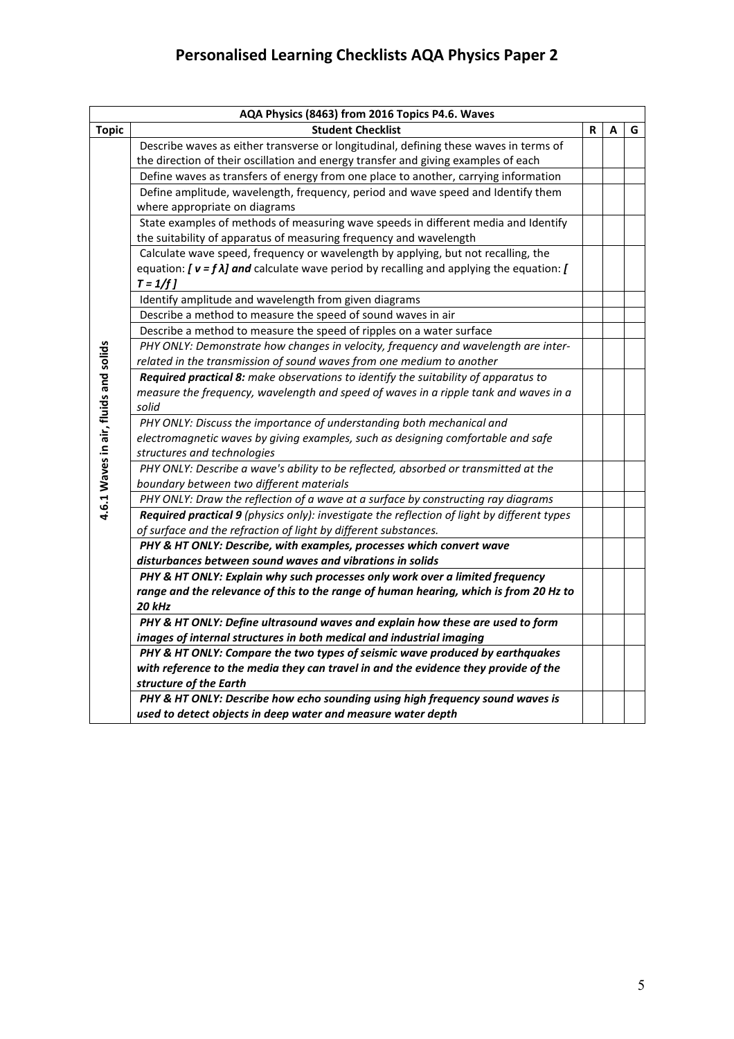# Personalised Learning Checklists AQA Physics Paper 2

| AQA Physics (8463) from 2016 Topics P4.6. Waves | | | | |
|---|---|---|---|---|
| **Topic** | **Student Checklist** | **R** | **A** | **G** |
| **4.6.1 Waves in air, fluids and solids** | Describe waves as either transverse or longitudinal, defining these waves in terms of the direction of their oscillation and energy transfer and giving examples of each | | | |
| | Define waves as transfers of energy from one place to another, carrying information | | | |
| | Define amplitude, wavelength, frequency, period and wave speed and Identify them where appropriate on diagrams | | | |
| | State examples of methods of measuring wave speeds in different media and Identify the suitability of apparatus of measuring frequency and wavelength | | | |
| | Calculate wave speed, frequency or wavelength by applying, but not recalling, the equation: ***[ $v = f\lambda$ ] and*** calculate wave period by recalling and applying the equation: ***[ $T = 1/f$ ]*** | | | |
| | Identify amplitude and wavelength from given diagrams | | | |
| | Describe a method to measure the speed of sound waves in air | | | |
| | Describe a method to measure the speed of ripples on a water surface | | | |
| | *PHY ONLY: Demonstrate how changes in velocity, frequency and wavelength are inter-related in the transmission of sound waves from one medium to another* | | | |
| | ***Required practical 8:*** *make observations to identify the suitability of apparatus to measure the frequency, wavelength and speed of waves in a ripple tank and waves in a solid* | | | |
| | *PHY ONLY: Discuss the importance of understanding both mechanical and electromagnetic waves by giving examples, such as designing comfortable and safe structures and technologies* | | | |
| | *PHY ONLY: Describe a wave's ability to be reflected, absorbed or transmitted at the boundary between two different materials* | | | |
| | *PHY ONLY: Draw the reflection of a wave at a surface by constructing ray diagrams* | | | |
| | ***Required practical 9*** *(physics only): investigate the reflection of light by different types of surface and the refraction of light by different substances.* | | | |
| | ***PHY & HT ONLY: Describe, with examples, processes which convert wave disturbances between sound waves and vibrations in solids*** | | | |
| | ***PHY & HT ONLY: Explain why such processes only work over a limited frequency range and the relevance of this to the range of human hearing, which is from 20 Hz to 20 kHz*** | | | |
| | ***PHY & HT ONLY: Define ultrasound waves and explain how these are used to form images of internal structures in both medical and industrial imaging*** | | | |
| | ***PHY & HT ONLY: Compare the two types of seismic wave produced by earthquakes with reference to the media they can travel in and the evidence they provide of the structure of the Earth*** | | | |
| | ***PHY & HT ONLY: Describe how echo sounding using high frequency sound waves is used to detect objects in deep water and measure water depth*** | | | |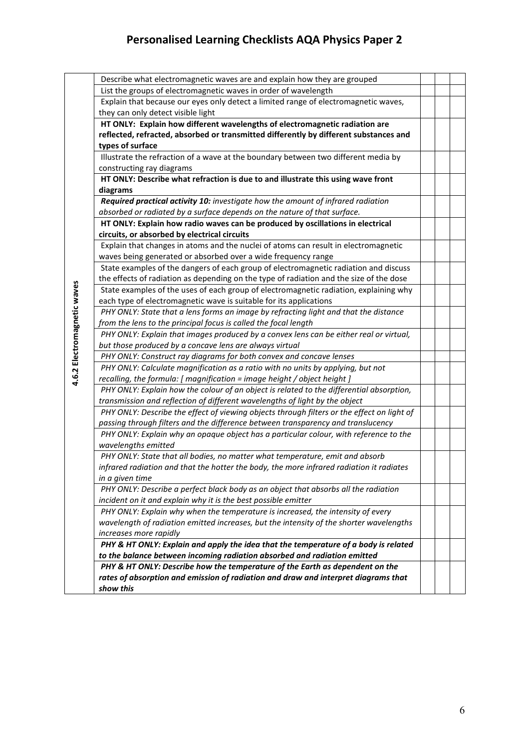# Personalised Learning Checklists AQA Physics Paper 2

| Topic | Learning objective | | | |
|---|---|---|---|---|
| **4.6.2 Electromagnetic waves** | Describe what electromagnetic waves are and explain how they are grouped | | | |
| | List the groups of electromagnetic waves in order of wavelength | | | |
| | Explain that because our eyes only detect a limited range of electromagnetic waves, they can only detect visible light | | | |
| | **HT ONLY: Explain how different wavelengths of electromagnetic radiation are reflected, refracted, absorbed or transmitted differently by different substances and types of surface** | | | |
| | Illustrate the refraction of a wave at the boundary between two different media by constructing ray diagrams | | | |
| | **HT ONLY: Describe what refraction is due to and illustrate this using wave front diagrams** | | | |
| | ***Required practical activity 10:*** *investigate how the amount of infrared radiation absorbed or radiated by a surface depends on the nature of that surface.* | | | |
| | **HT ONLY: Explain how radio waves can be produced by oscillations in electrical circuits, or absorbed by electrical circuits** | | | |
| | Explain that changes in atoms and the nuclei of atoms can result in electromagnetic waves being generated or absorbed over a wide frequency range | | | |
| | State examples of the dangers of each group of electromagnetic radiation and discuss the effects of radiation as depending on the type of radiation and the size of the dose | | | |
| | State examples of the uses of each group of electromagnetic radiation, explaining why each type of electromagnetic wave is suitable for its applications | | | |
| | *PHY ONLY: State that a lens forms an image by refracting light and that the distance from the lens to the principal focus is called the focal length* | | | |
| | *PHY ONLY: Explain that images produced by a convex lens can be either real or virtual, but those produced by a concave lens are always virtual* | | | |
| | *PHY ONLY: Construct ray diagrams for both convex and concave lenses* | | | |
| | *PHY ONLY: Calculate magnification as a ratio with no units by applying, but not recalling, the formula: [ magnification = image height / object height ]* | | | |
| | *PHY ONLY: Explain how the colour of an object is related to the differential absorption, transmission and reflection of different wavelengths of light by the object* | | | |
| | *PHY ONLY: Describe the effect of viewing objects through filters or the effect on light of passing through filters and the difference between transparency and translucency* | | | |
| | *PHY ONLY: Explain why an opaque object has a particular colour, with reference to the wavelengths emitted* | | | |
| | *PHY ONLY: State that all bodies, no matter what temperature, emit and absorb infrared radiation and that the hotter the body, the more infrared radiation it radiates in a given time* | | | |
| | *PHY ONLY: Describe a perfect black body as an object that absorbs all the radiation incident on it and explain why it is the best possible emitter* | | | |
| | *PHY ONLY: Explain why when the temperature is increased, the intensity of every wavelength of radiation emitted increases, but the intensity of the shorter wavelengths increases more rapidly* | | | |
| | ***PHY & HT ONLY: Explain and apply the idea that the temperature of a body is related to the balance between incoming radiation absorbed and radiation emitted*** | | | |
| | ***PHY & HT ONLY: Describe how the temperature of the Earth as dependent on the rates of absorption and emission of radiation and draw and interpret diagrams that show this*** | | | |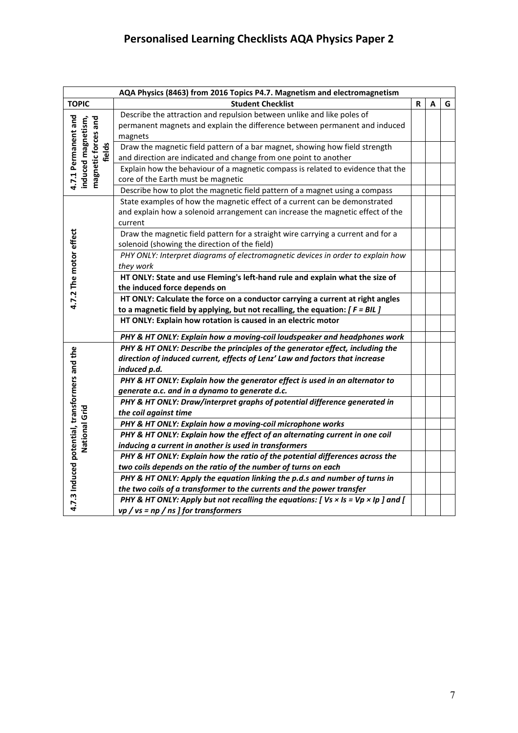# Personalised Learning Checklists AQA Physics Paper 2

| AQA Physics (8463) from 2016 Topics P4.7. Magnetism and electromagnetism | | | | |
|---|---|---|---|---|
| **TOPIC** | **Student Checklist** | **R** | **A** | **G** |
| **4.7.1 Permanent and induced magnetism, magnetic forces and fields** | Describe the attraction and repulsion between unlike and like poles of permanent magnets and explain the difference between permanent and induced magnets | | | |
| | Draw the magnetic field pattern of a bar magnet, showing how field strength and direction are indicated and change from one point to another | | | |
| | Explain how the behaviour of a magnetic compass is related to evidence that the core of the Earth must be magnetic | | | |
| | Describe how to plot the magnetic field pattern of a magnet using a compass | | | |
| **4.7.2 The motor effect** | State examples of how the magnetic effect of a current can be demonstrated and explain how a solenoid arrangement can increase the magnetic effect of the current | | | |
| | Draw the magnetic field pattern for a straight wire carrying a current and for a solenoid (showing the direction of the field) | | | |
| | *PHY ONLY: Interpret diagrams of electromagnetic devices in order to explain how they work* | | | |
| | **HT ONLY: State and use Fleming's left-hand rule and explain what the size of the induced force depends on** | | | |
| | **HT ONLY: Calculate the force on a conductor carrying a current at right angles to a magnetic field by applying, but not recalling, the equation: *[ F = BIL ]*** | | | |
| | **HT ONLY: Explain how rotation is caused in an electric motor** | | | |
| | ***PHY & HT ONLY: Explain how a moving-coil loudspeaker and headphones work*** | | | |
| **4.7.3 Induced potential, transformers and the National Grid** | ***PHY & HT ONLY: Describe the principles of the generator effect, including the direction of induced current, effects of Lenz' Law and factors that increase induced p.d.*** | | | |
| | ***PHY & HT ONLY: Explain how the generator effect is used in an alternator to generate a.c. and in a dynamo to generate d.c.*** | | | |
| | ***PHY & HT ONLY: Draw/interpret graphs of potential difference generated in the coil against time*** | | | |
| | ***PHY & HT ONLY: Explain how a moving-coil microphone works*** | | | |
| | ***PHY & HT ONLY: Explain how the effect of an alternating current in one coil inducing a current in another is used in transformers*** | | | |
| | ***PHY & HT ONLY: Explain how the ratio of the potential differences across the two coils depends on the ratio of the number of turns on each*** | | | |
| | ***PHY & HT ONLY: Apply the equation linking the p.d.s and number of turns in the two coils of a transformer to the currents and the power transfer*** | | | |
| | ***PHY & HT ONLY: Apply but not recalling the equations: [ Vs × Is = Vp × Ip ] and [ vp / vs = np / ns ] for transformers*** | | | |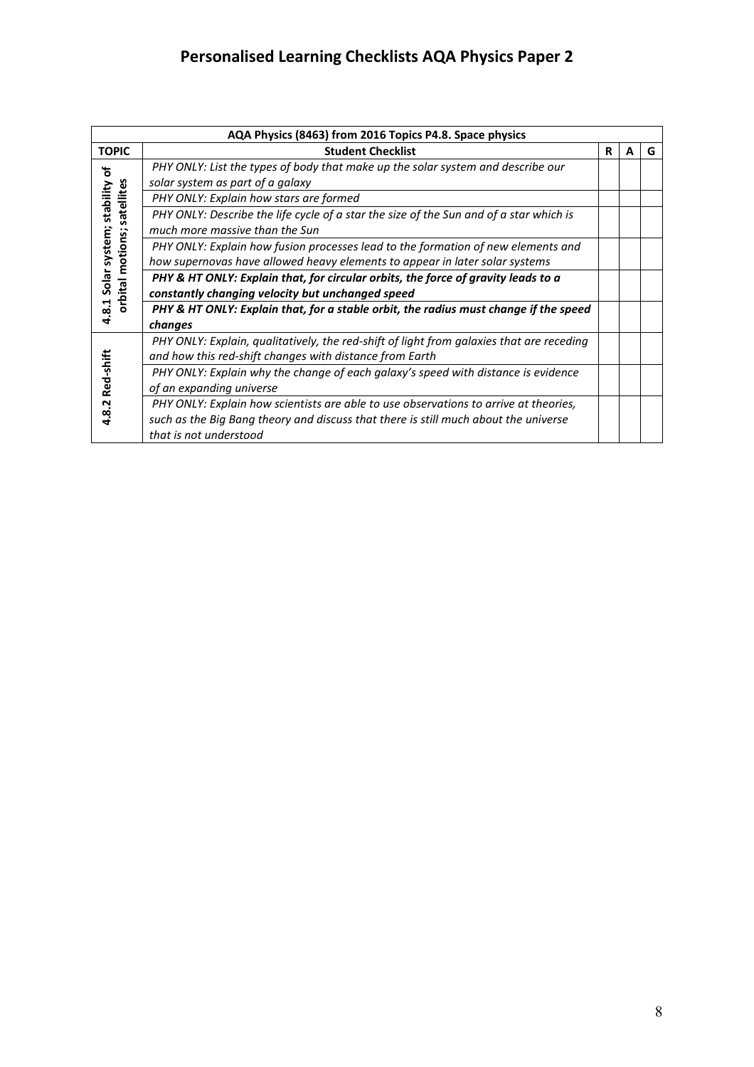# Personalised Learning Checklists AQA Physics Paper 2

| AQA Physics (8463) from 2016 Topics P4.8. Space physics | | | | |
|---|---|---|---|---|
| **TOPIC** | **Student Checklist** | **R** | **A** | **G** |
| **4.8.1 Solar system; stability of orbital motions; satellites** | *PHY ONLY: List the types of body that make up the solar system and describe our solar system as part of a galaxy* | | | |
| | *PHY ONLY: Explain how stars are formed* | | | |
| | *PHY ONLY: Describe the life cycle of a star the size of the Sun and of a star which is much more massive than the Sun* | | | |
| | *PHY ONLY: Explain how fusion processes lead to the formation of new elements and how supernovas have allowed heavy elements to appear in later solar systems* | | | |
| | ***PHY & HT ONLY: Explain that, for circular orbits, the force of gravity leads to a constantly changing velocity but unchanged speed*** | | | |
| | ***PHY & HT ONLY: Explain that, for a stable orbit, the radius must change if the speed changes*** | | | |
| **4.8.2 Red-shift** | *PHY ONLY: Explain, qualitatively, the red-shift of light from galaxies that are receding and how this red-shift changes with distance from Earth* | | | |
| | *PHY ONLY: Explain why the change of each galaxy's speed with distance is evidence of an expanding universe* | | | |
| | *PHY ONLY: Explain how scientists are able to use observations to arrive at theories, such as the Big Bang theory and discuss that there is still much about the universe that is not understood* | | | |